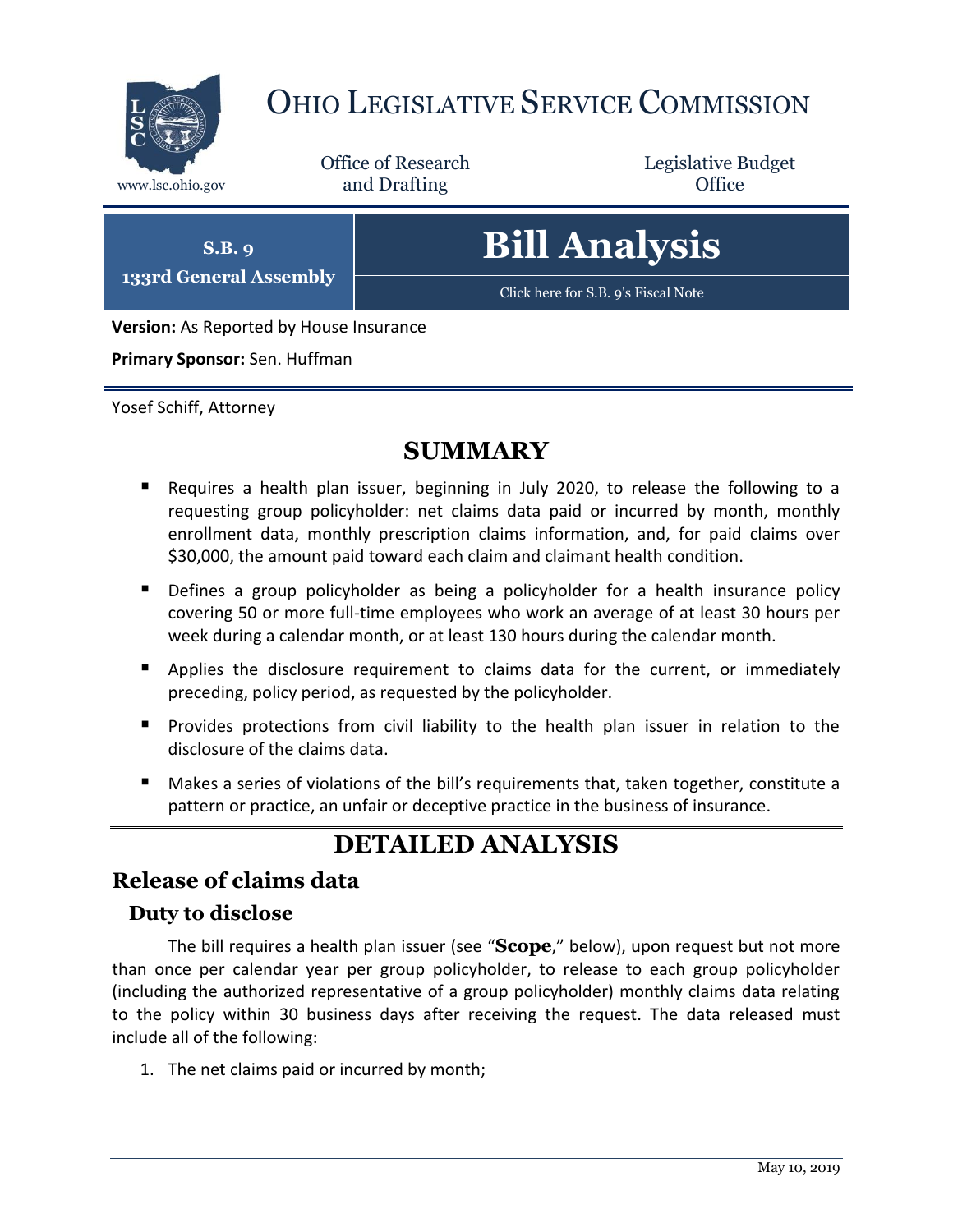# Ohio Legislative Service Commission

www.lsc.ohio.gov

Office of Research and Drafting

Legislative Budget Office

**S.B. 9**

**133rd General Assembly**

# Bill Analysis

Click here for S.B. 9's Fiscal Note

**Version:** As Reported by House Insurance

**Primary Sponsor:** Sen. Huffman

Yosef Schiff, Attorney

## SUMMARY

- Requires a health plan issuer, beginning in July 2020, to release the following to a requesting group policyholder: net claims data paid or incurred by month, monthly enrollment data, monthly prescription claims information, and, for paid claims over $30,000, the amount paid toward each claim and claimant health condition.
- Defines a group policyholder as being a policyholder for a health insurance policy covering 50 or more full-time employees who work an average of at least 30 hours per week during a calendar month, or at least 130 hours during the calendar month.
- Applies the disclosure requirement to claims data for the current, or immediately preceding, policy period, as requested by the policyholder.
- Provides protections from civil liability to the health plan issuer in relation to the disclosure of the claims data.
- Makes a series of violations of the bill's requirements that, taken together, constitute a pattern or practice, an unfair or deceptive practice in the business of insurance.

## DETAILED ANALYSIS

## Release of claims data

### Duty to disclose

The bill requires a health plan issuer (see "**Scope**," below), upon request but not more than once per calendar year per group policyholder, to release to each group policyholder (including the authorized representative of a group policyholder) monthly claims data relating to the policy within 30 business days after receiving the request. The data released must include all of the following:

1. The net claims paid or incurred by month;

May 10, 2019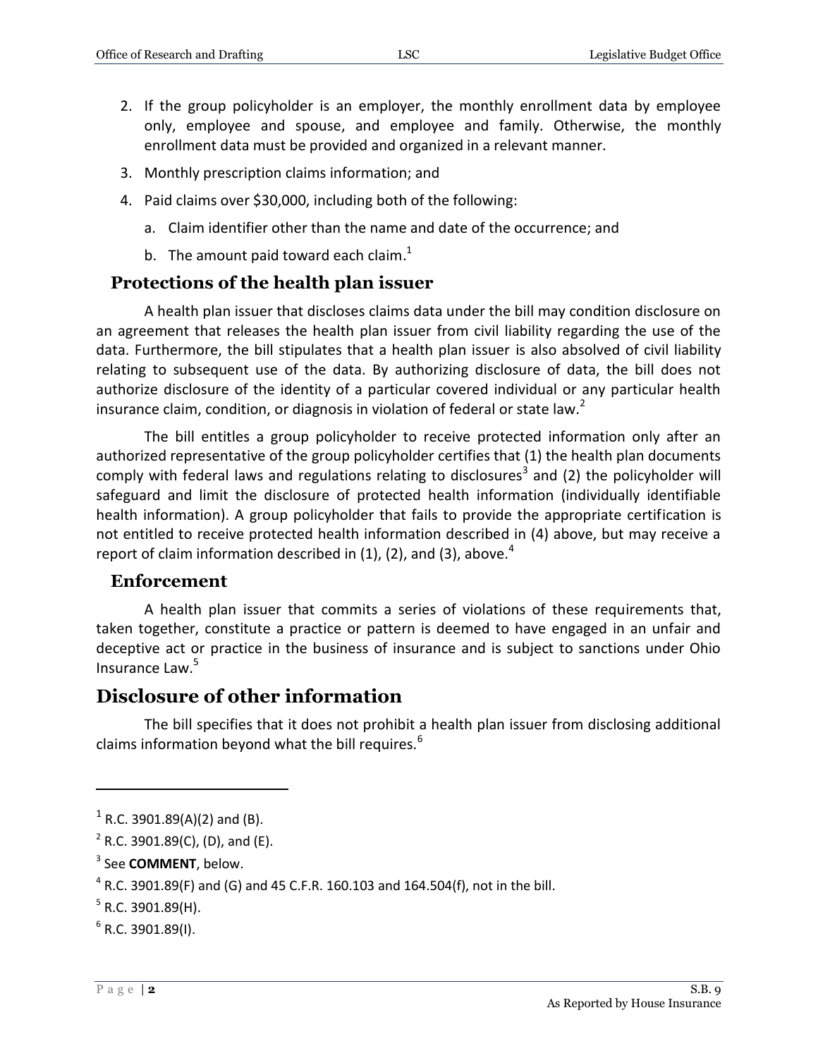2. If the group policyholder is an employer, the monthly enrollment data by employee only, employee and spouse, and employee and family. Otherwise, the monthly enrollment data must be provided and organized in a relevant manner.
3. Monthly prescription claims information; and
4. Paid claims over $30,000, including both of the following:
   a. Claim identifier other than the name and date of the occurrence; and
   b. The amount paid toward each claim.[1]

### Protections of the health plan issuer

A health plan issuer that discloses claims data under the bill may condition disclosure on an agreement that releases the health plan issuer from civil liability regarding the use of the data. Furthermore, the bill stipulates that a health plan issuer is also absolved of civil liability relating to subsequent use of the data. By authorizing disclosure of data, the bill does not authorize disclosure of the identity of a particular covered individual or any particular health insurance claim, condition, or diagnosis in violation of federal or state law.[2]

The bill entitles a group policyholder to receive protected information only after an authorized representative of the group policyholder certifies that (1) the health plan documents comply with federal laws and regulations relating to disclosures[3] and (2) the policyholder will safeguard and limit the disclosure of protected health information (individually identifiable health information). A group policyholder that fails to provide the appropriate certification is not entitled to receive protected health information described in (4) above, but may receive a report of claim information described in (1), (2), and (3), above.[4]

### Enforcement

A health plan issuer that commits a series of violations of these requirements that, taken together, constitute a practice or pattern is deemed to have engaged in an unfair and deceptive act or practice in the business of insurance and is subject to sanctions under Ohio Insurance Law.[5]

## Disclosure of other information

The bill specifies that it does not prohibit a health plan issuer from disclosing additional claims information beyond what the bill requires.[6]

---

[1] R.C. 3901.89(A)(2) and (B).

[2] R.C. 3901.89(C), (D), and (E).

[3] See **COMMENT**, below.

[4] R.C. 3901.89(F) and (G) and 45 C.F.R. 160.103 and 164.504(f), not in the bill.

[5] R.C. 3901.89(H).

[6] R.C. 3901.89(I).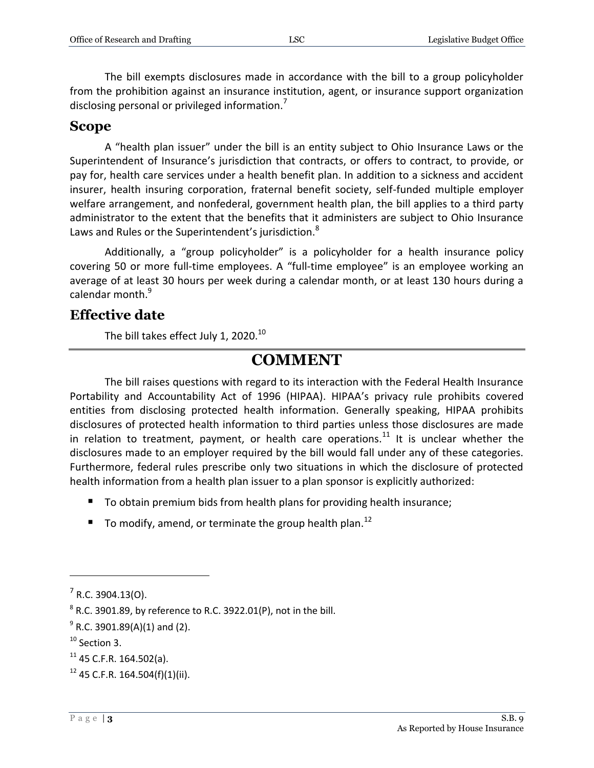The bill exempts disclosures made in accordance with the bill to a group policyholder from the prohibition against an insurance institution, agent, or insurance support organization disclosing personal or privileged information.[7]

## Scope

A "health plan issuer" under the bill is an entity subject to Ohio Insurance Laws or the Superintendent of Insurance's jurisdiction that contracts, or offers to contract, to provide, or pay for, health care services under a health benefit plan. In addition to a sickness and accident insurer, health insuring corporation, fraternal benefit society, self-funded multiple employer welfare arrangement, and nonfederal, government health plan, the bill applies to a third party administrator to the extent that the benefits that it administers are subject to Ohio Insurance Laws and Rules or the Superintendent's jurisdiction.[8]

Additionally, a "group policyholder" is a policyholder for a health insurance policy covering 50 or more full-time employees. A "full-time employee" is an employee working an average of at least 30 hours per week during a calendar month, or at least 130 hours during a calendar month.[9]

## Effective date

The bill takes effect July 1, 2020.[10]

# COMMENT

The bill raises questions with regard to its interaction with the Federal Health Insurance Portability and Accountability Act of 1996 (HIPAA). HIPAA's privacy rule prohibits covered entities from disclosing protected health information. Generally speaking, HIPAA prohibits disclosures of protected health information to third parties unless those disclosures are made in relation to treatment, payment, or health care operations.[11] It is unclear whether the disclosures made to an employer required by the bill would fall under any of these categories. Furthermore, federal rules prescribe only two situations in which the disclosure of protected health information from a health plan issuer to a plan sponsor is explicitly authorized:

- To obtain premium bids from health plans for providing health insurance;
- To modify, amend, or terminate the group health plan.[12]

---

[7] R.C. 3904.13(O).

[8] R.C. 3901.89, by reference to R.C. 3922.01(P), not in the bill.

[9] R.C. 3901.89(A)(1) and (2).

[10] Section 3.

[11] 45 C.F.R. 164.502(a).

[12] 45 C.F.R. 164.504(f)(1)(ii).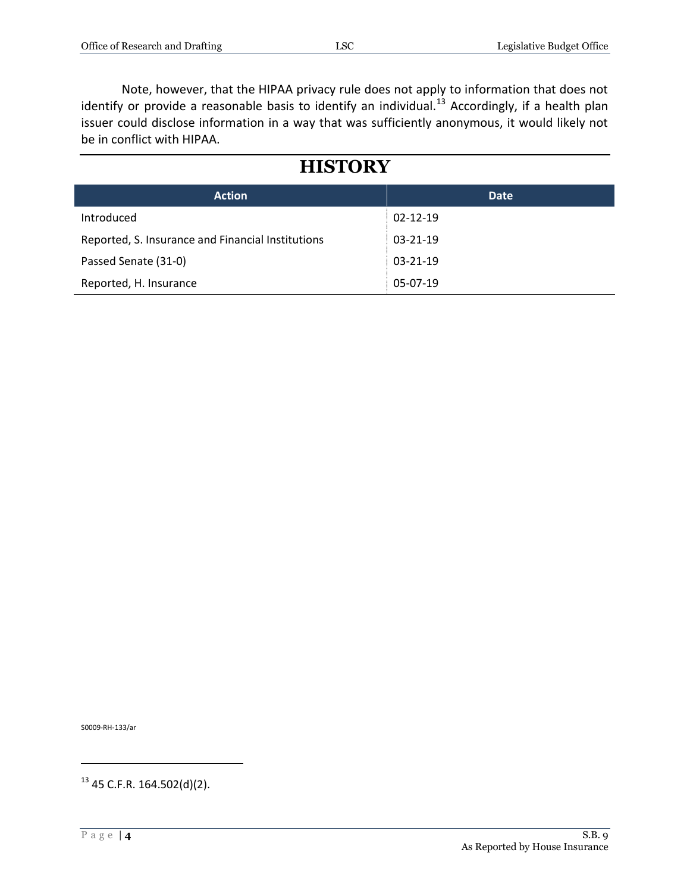Note, however, that the HIPAA privacy rule does not apply to information that does not identify or provide a reasonable basis to identify an individual.[13] Accordingly, if a health plan issuer could disclose information in a way that was sufficiently anonymous, it would likely not be in conflict with HIPAA.

# HISTORY

| Action | Date |
|---|---|
| Introduced | 02-12-19 |
| Reported, S. Insurance and Financial Institutions | 03-21-19 |
| Passed Senate (31-0) | 03-21-19 |
| Reported, H. Insurance | 05-07-19 |

S0009-RH-133/ar

[13] 45 C.F.R. 164.502(d)(2).